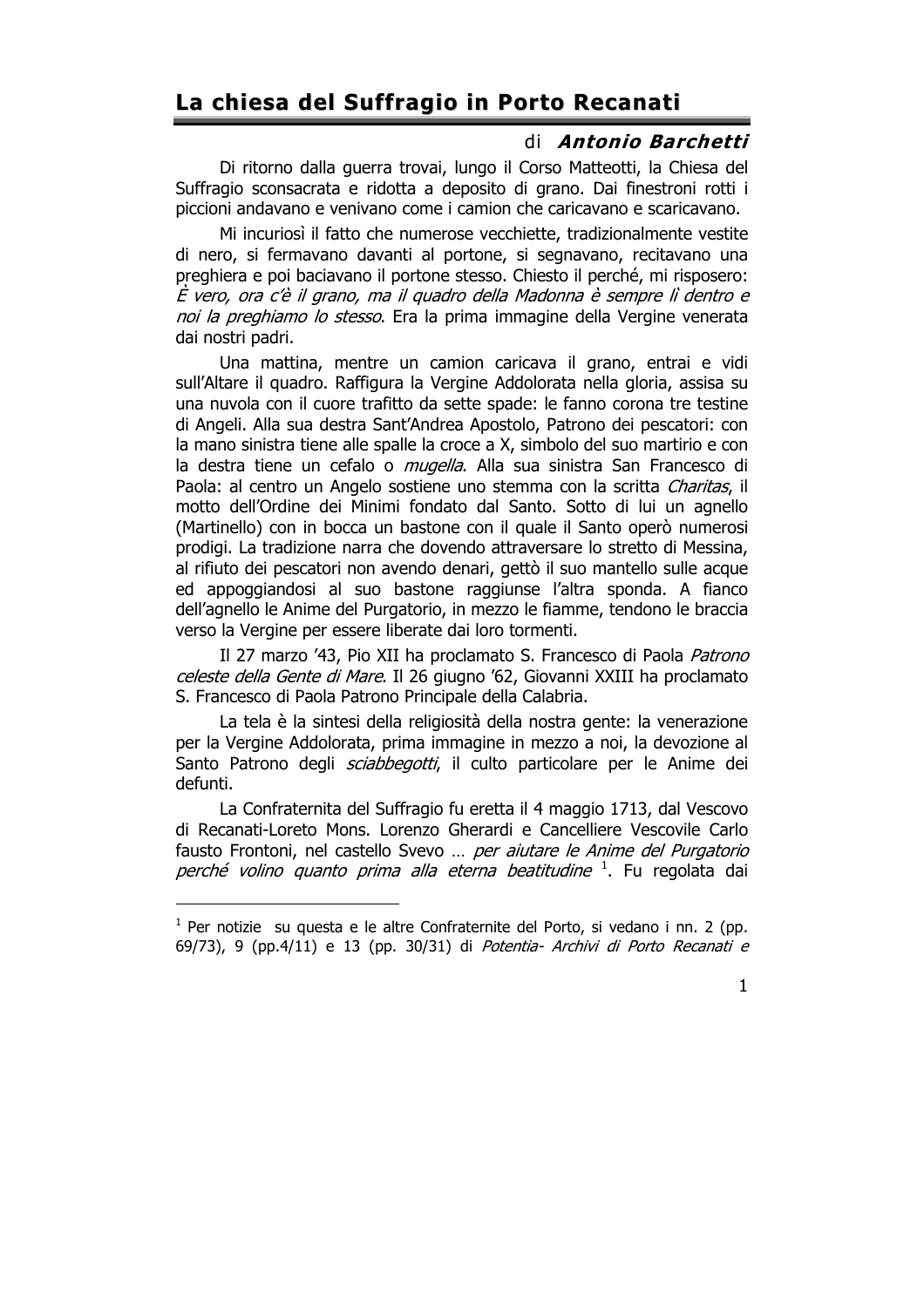# La chiesa del Suffragio in Porto Recanati

di ***Antonio Barchetti***

Di ritorno dalla guerra trovai, lungo il Corso Matteotti, la Chiesa del Suffragio sconsacrata e ridotta a deposito di grano. Dai finestroni rotti i piccioni andavano e venivano come i camion che caricavano e scaricavano.

Mi incuriosì il fatto che numerose vecchiette, tradizionalmente vestite di nero, si fermavano davanti al portone, si segnavano, recitavano una preghiera e poi baciavano il portone stesso. Chiesto il perché, mi risposero: *È vero, ora c'è il grano, ma il quadro della Madonna è sempre lì dentro e noi la preghiamo lo stesso*. Era la prima immagine della Vergine venerata dai nostri padri.

Una mattina, mentre un camion caricava il grano, entrai e vidi sull'Altare il quadro. Raffigura la Vergine Addolorata nella gloria, assisa su una nuvola con il cuore trafitto da sette spade: le fanno corona tre testine di Angeli. Alla sua destra Sant'Andrea Apostolo, Patrono dei pescatori: con la mano sinistra tiene alle spalle la croce a X, simbolo del suo martirio e con la destra tiene un cefalo o *mugella*. Alla sua sinistra San Francesco di Paola: al centro un Angelo sostiene uno stemma con la scritta *Charitas*, il motto dell'Ordine dei Minimi fondato dal Santo. Sotto di lui un agnello (Martinello) con in bocca un bastone con il quale il Santo operò numerosi prodigi. La tradizione narra che dovendo attraversare lo stretto di Messina, al rifiuto dei pescatori non avendo denari, gettò il suo mantello sulle acque ed appoggiandosi al suo bastone raggiunse l'altra sponda. A fianco dell'agnello le Anime del Purgatorio, in mezzo le fiamme, tendono le braccia verso la Vergine per essere liberate dai loro tormenti.

Il 27 marzo '43, Pio XII ha proclamato S. Francesco di Paola *Patrono celeste della Gente di Mare*. Il 26 giugno '62, Giovanni XXIII ha proclamato S. Francesco di Paola Patrono Principale della Calabria.

La tela è la sintesi della religiosità della nostra gente: la venerazione per la Vergine Addolorata, prima immagine in mezzo a noi, la devozione al Santo Patrono degli *sciabbegotti*, il culto particolare per le Anime dei defunti.

La Confraternita del Suffragio fu eretta il 4 maggio 1713, dal Vescovo di Recanati-Loreto Mons. Lorenzo Gherardi e Cancelliere Vescovile Carlo fausto Frontoni, nel castello Svevo … *per aiutare le Anime del Purgatorio perché volino quanto prima alla eterna beatitudine* [1]. Fu regolata dai

---

[1] Per notizie su questa e le altre Confraternite del Porto, si vedano i nn. 2 (pp. 69/73), 9 (pp.4/11) e 13 (pp. 30/31) di *Potentia- Archivi di Porto Recanati e*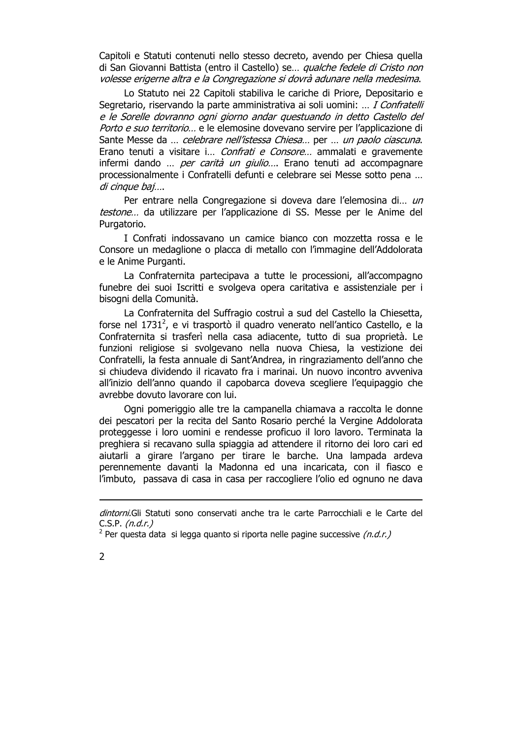Capitoli e Statuti contenuti nello stesso decreto, avendo per Chiesa quella di San Giovanni Battista (entro il Castello) se… *qualche fedele di Cristo non volesse erigerne altra e la Congregazione si dovrà adunare nella medesima*.

Lo Statuto nei 22 Capitoli stabiliva le cariche di Priore, Depositario e Segretario, riservando la parte amministrativa ai soli uomini: … *I Confratelli e le Sorelle dovranno ogni giorno andar questuando in detto Castello del Porto e suo territorio…* e le elemosine dovevano servire per l'applicazione di Sante Messe da … *celebrare nell'istessa Chiesa…* per … *un paolo ciascuna*. Erano tenuti a visitare i… *Confrati e Consore…* ammalati e gravemente infermi dando … *per carità un giulio…*. Erano tenuti ad accompagnare processionalmente i Confratelli defunti e celebrare sei Messe sotto pena … *di cinque baj…*.

Per entrare nella Congregazione si doveva dare l'elemosina di… *un testone…* da utilizzare per l'applicazione di SS. Messe per le Anime del Purgatorio.

I Confrati indossavano un camice bianco con mozzetta rossa e le Consore un medaglione o placca di metallo con l'immagine dell'Addolorata e le Anime Purganti.

La Confraternita partecipava a tutte le processioni, all'accompagno funebre dei suoi Iscritti e svolgeva opera caritativa e assistenziale per i bisogni della Comunità.

La Confraternita del Suffragio costruì a sud del Castello la Chiesetta, forse nel 1731[2], e vi trasportò il quadro venerato nell'antico Castello, e la Confraternita si trasferì nella casa adiacente, tutto di sua proprietà. Le funzioni religiose si svolgevano nella nuova Chiesa, la vestizione dei Confratelli, la festa annuale di Sant'Andrea, in ringraziamento dell'anno che si chiudeva dividendo il ricavato fra i marinai. Un nuovo incontro avveniva all'inizio dell'anno quando il capobarca doveva scegliere l'equipaggio che avrebbe dovuto lavorare con lui.

Ogni pomeriggio alle tre la campanella chiamava a raccolta le donne dei pescatori per la recita del Santo Rosario perché la Vergine Addolorata proteggesse i loro uomini e rendesse proficuo il loro lavoro. Terminata la preghiera si recavano sulla spiaggia ad attendere il ritorno dei loro cari ed aiutarli a girare l'argano per tirare le barche. Una lampada ardeva perennemente davanti la Madonna ed una incaricata, con il fiasco e l'imbuto, passava di casa in casa per raccogliere l'olio ed ognuno ne dava

---

*dintorni.*Gli Statuti sono conservati anche tra le carte Parrocchiali e le Carte del C.S.P. *(n.d.r.)*

[2] Per questa data si legga quanto si riporta nelle pagine successive *(n.d.r.)*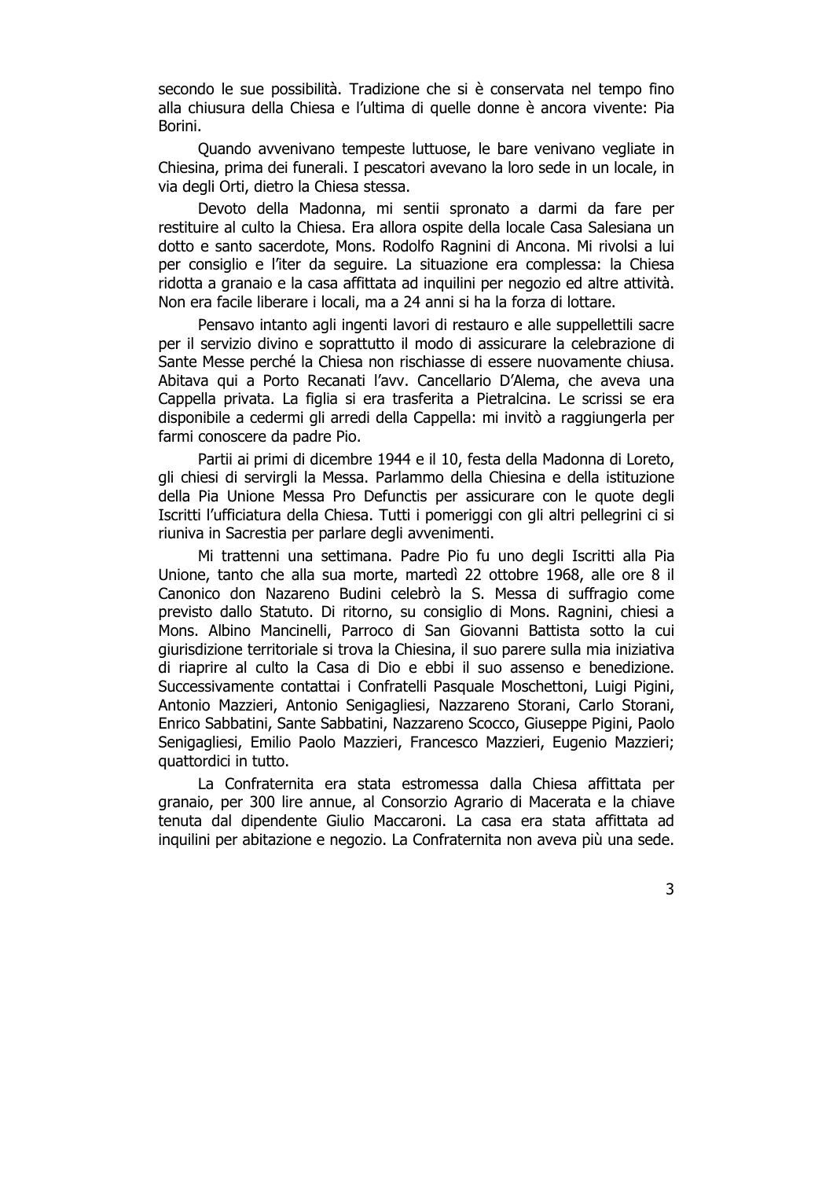secondo le sue possibilità. Tradizione che si è conservata nel tempo fino alla chiusura della Chiesa e l'ultima di quelle donne è ancora vivente: Pia Borini.

Quando avvenivano tempeste luttuose, le bare venivano vegliate in Chiesina, prima dei funerali. I pescatori avevano la loro sede in un locale, in via degli Orti, dietro la Chiesa stessa.

Devoto della Madonna, mi sentii spronato a darmi da fare per restituire al culto la Chiesa. Era allora ospite della locale Casa Salesiana un dotto e santo sacerdote, Mons. Rodolfo Ragnini di Ancona. Mi rivolsi a lui per consiglio e l'iter da seguire. La situazione era complessa: la Chiesa ridotta a granaio e la casa affittata ad inquilini per negozio ed altre attività. Non era facile liberare i locali, ma a 24 anni si ha la forza di lottare.

Pensavo intanto agli ingenti lavori di restauro e alle suppellettili sacre per il servizio divino e soprattutto il modo di assicurare la celebrazione di Sante Messe perché la Chiesa non rischiasse di essere nuovamente chiusa. Abitava qui a Porto Recanati l'avv. Cancellario D'Alema, che aveva una Cappella privata. La figlia si era trasferita a Pietralcina. Le scrissi se era disponibile a cedermi gli arredi della Cappella: mi invitò a raggiungerla per farmi conoscere da padre Pio.

Partii ai primi di dicembre 1944 e il 10, festa della Madonna di Loreto, gli chiesi di servirgli la Messa. Parlammo della Chiesina e della istituzione della Pia Unione Messa Pro Defunctis per assicurare con le quote degli Iscritti l'ufficiatura della Chiesa. Tutti i pomeriggi con gli altri pellegrini ci si riuniva in Sacrestia per parlare degli avvenimenti.

Mi trattenni una settimana. Padre Pio fu uno degli Iscritti alla Pia Unione, tanto che alla sua morte, martedì 22 ottobre 1968, alle ore 8 il Canonico don Nazareno Budini celebrò la S. Messa di suffragio come previsto dallo Statuto. Di ritorno, su consiglio di Mons. Ragnini, chiesi a Mons. Albino Mancinelli, Parroco di San Giovanni Battista sotto la cui giurisdizione territoriale si trova la Chiesina, il suo parere sulla mia iniziativa di riaprire al culto la Casa di Dio e ebbi il suo assenso e benedizione. Successivamente contattai i Confratelli Pasquale Moschettoni, Luigi Pigini, Antonio Mazzieri, Antonio Senigagliesi, Nazzareno Storani, Carlo Storani, Enrico Sabbatini, Sante Sabbatini, Nazzareno Scocco, Giuseppe Pigini, Paolo Senigagliesi, Emilio Paolo Mazzieri, Francesco Mazzieri, Eugenio Mazzieri; quattordici in tutto.

La Confraternita era stata estromessa dalla Chiesa affittata per granaio, per 300 lire annue, al Consorzio Agrario di Macerata e la chiave tenuta dal dipendente Giulio Maccaroni. La casa era stata affittata ad inquilini per abitazione e negozio. La Confraternita non aveva più una sede.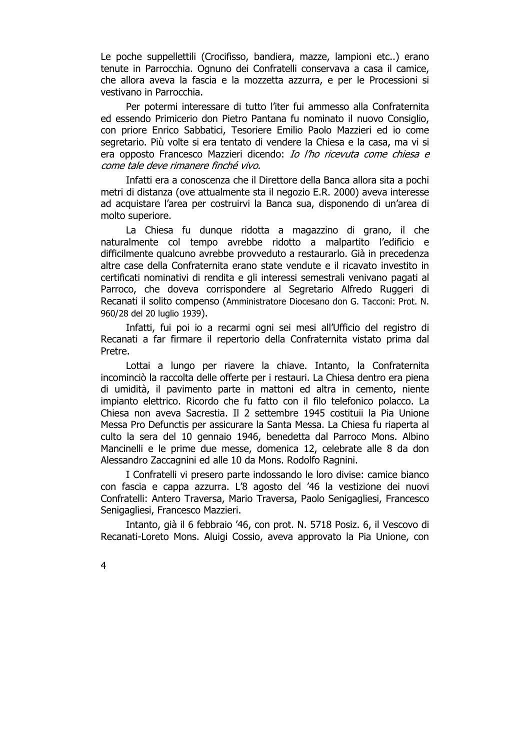Le poche suppellettili (Crocifisso, bandiera, mazze, lampioni etc..) erano tenute in Parrocchia. Ognuno dei Confratelli conservava a casa il camice, che allora aveva la fascia e la mozzetta azzurra, e per le Processioni si vestivano in Parrocchia.

Per potermi interessare di tutto l'iter fui ammesso alla Confraternita ed essendo Primicerio don Pietro Pantana fu nominato il nuovo Consiglio, con priore Enrico Sabbatici, Tesoriere Emilio Paolo Mazzieri ed io come segretario. Più volte si era tentato di vendere la Chiesa e la casa, ma vi si era opposto Francesco Mazzieri dicendo: *Io l'ho ricevuta come chiesa e come tale deve rimanere finché vivo.*

Infatti era a conoscenza che il Direttore della Banca allora sita a pochi metri di distanza (ove attualmente sta il negozio E.R. 2000) aveva interesse ad acquistare l'area per costruirvi la Banca sua, disponendo di un'area di molto superiore.

La Chiesa fu dunque ridotta a magazzino di grano, il che naturalmente col tempo avrebbe ridotto a malpartito l'edificio e difficilmente qualcuno avrebbe provveduto a restaurarlo. Già in precedenza altre case della Confraternita erano state vendute e il ricavato investito in certificati nominativi di rendita e gli interessi semestrali venivano pagati al Parroco, che doveva corrispondere al Segretario Alfredo Ruggeri di Recanati il solito compenso (Amministratore Diocesano don G. Tacconi: Prot. N. 960/28 del 20 luglio 1939).

Infatti, fui poi io a recarmi ogni sei mesi all'Ufficio del registro di Recanati a far firmare il repertorio della Confraternita vistato prima dal Pretre.

Lottai a lungo per riavere la chiave. Intanto, la Confraternita incominciò la raccolta delle offerte per i restauri. La Chiesa dentro era piena di umidità, il pavimento parte in mattoni ed altra in cemento, niente impianto elettrico. Ricordo che fu fatto con il filo telefonico polacco. La Chiesa non aveva Sacrestia. Il 2 settembre 1945 costituii la Pia Unione Messa Pro Defunctis per assicurare la Santa Messa. La Chiesa fu riaperta al culto la sera del 10 gennaio 1946, benedetta dal Parroco Mons. Albino Mancinelli e le prime due messe, domenica 12, celebrate alle 8 da don Alessandro Zaccagnini ed alle 10 da Mons. Rodolfo Ragnini.

I Confratelli vi presero parte indossando le loro divise: camice bianco con fascia e cappa azzurra. L'8 agosto del '46 la vestizione dei nuovi Confratelli: Antero Traversa, Mario Traversa, Paolo Senigagliesi, Francesco Senigagliesi, Francesco Mazzieri.

Intanto, già il 6 febbraio '46, con prot. N. 5718 Posiz. 6, il Vescovo di Recanati-Loreto Mons. Aluigi Cossio, aveva approvato la Pia Unione, con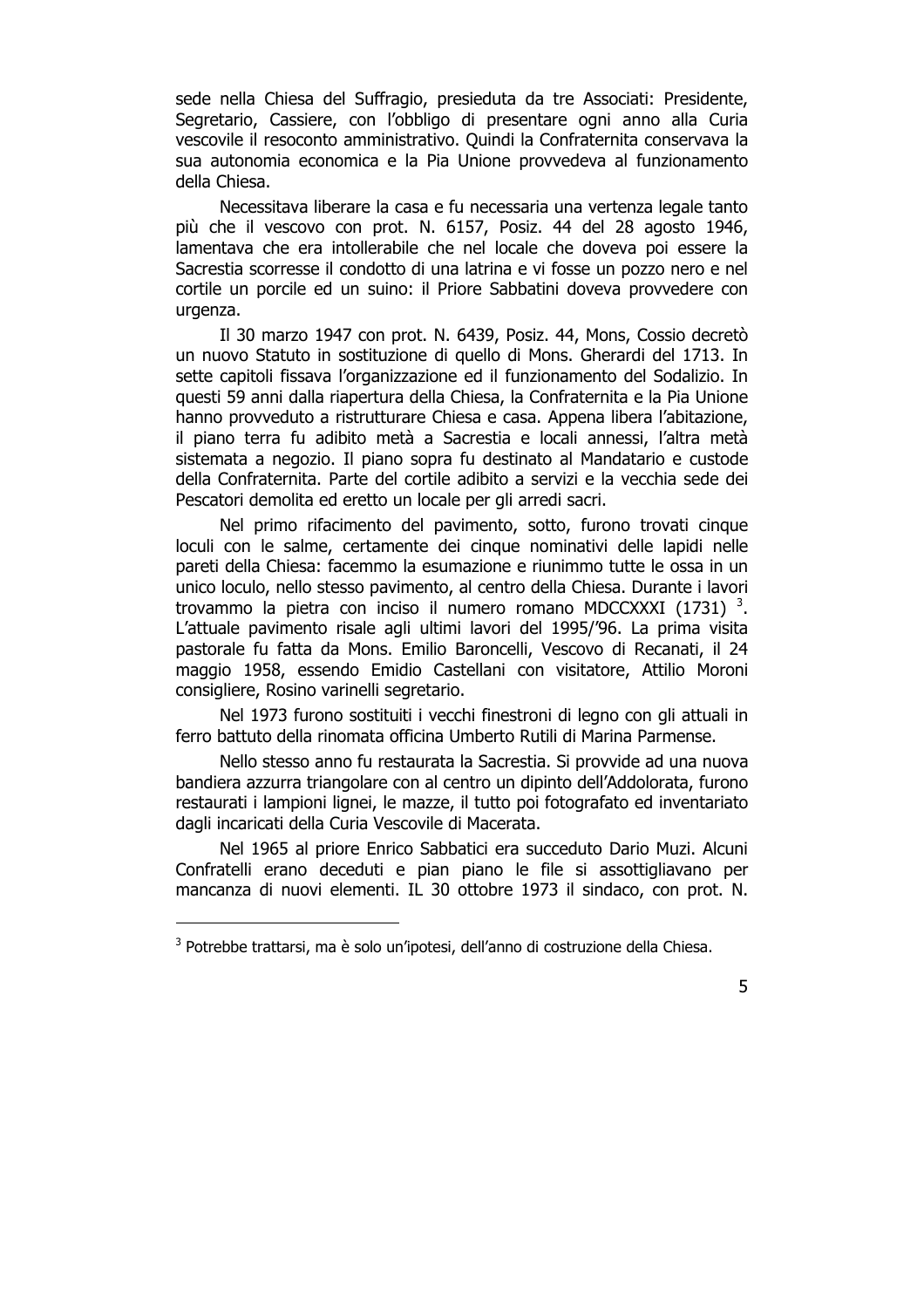sede nella Chiesa del Suffragio, presieduta da tre Associati: Presidente, Segretario, Cassiere, con l'obbligo di presentare ogni anno alla Curia vescovile il resoconto amministrativo. Quindi la Confraternita conservava la sua autonomia economica e la Pia Unione provvedeva al funzionamento della Chiesa.

Necessitava liberare la casa e fu necessaria una vertenza legale tanto più che il vescovo con prot. N. 6157, Posiz. 44 del 28 agosto 1946, lamentava che era intollerabile che nel locale che doveva poi essere la Sacrestia scorresse il condotto di una latrina e vi fosse un pozzo nero e nel cortile un porcile ed un suino: il Priore Sabbatini doveva provvedere con urgenza.

Il 30 marzo 1947 con prot. N. 6439, Posiz. 44, Mons, Cossio decretò un nuovo Statuto in sostituzione di quello di Mons. Gherardi del 1713. In sette capitoli fissava l'organizzazione ed il funzionamento del Sodalizio. In questi 59 anni dalla riapertura della Chiesa, la Confraternita e la Pia Unione hanno provveduto a ristrutturare Chiesa e casa. Appena libera l'abitazione, il piano terra fu adibito metà a Sacrestia e locali annessi, l'altra metà sistemata a negozio. Il piano sopra fu destinato al Mandatario e custode della Confraternita. Parte del cortile adibito a servizi e la vecchia sede dei Pescatori demolita ed eretto un locale per gli arredi sacri.

Nel primo rifacimento del pavimento, sotto, furono trovati cinque loculi con le salme, certamente dei cinque nominativi delle lapidi nelle pareti della Chiesa: facemmo la esumazione e riunimmo tutte le ossa in un unico loculo, nello stesso pavimento, al centro della Chiesa. Durante i lavori trovammo la pietra con inciso il numero romano MDCCXXXI (1731) [3]. L'attuale pavimento risale agli ultimi lavori del 1995/'96. La prima visita pastorale fu fatta da Mons. Emilio Baroncelli, Vescovo di Recanati, il 24 maggio 1958, essendo Emidio Castellani con visitatore, Attilio Moroni consigliere, Rosino varinelli segretario.

Nel 1973 furono sostituiti i vecchi finestroni di legno con gli attuali in ferro battuto della rinomata officina Umberto Rutili di Marina Parmense.

Nello stesso anno fu restaurata la Sacrestia. Si provvide ad una nuova bandiera azzurra triangolare con al centro un dipinto dell'Addolorata, furono restaurati i lampioni lignei, le mazze, il tutto poi fotografato ed inventariato dagli incaricati della Curia Vescovile di Macerata.

Nel 1965 al priore Enrico Sabbatici era succeduto Dario Muzi. Alcuni Confratelli erano deceduti e pian piano le file si assottigliavano per mancanza di nuovi elementi. IL 30 ottobre 1973 il sindaco, con prot. N.

---

[3] Potrebbe trattarsi, ma è solo un'ipotesi, dell'anno di costruzione della Chiesa.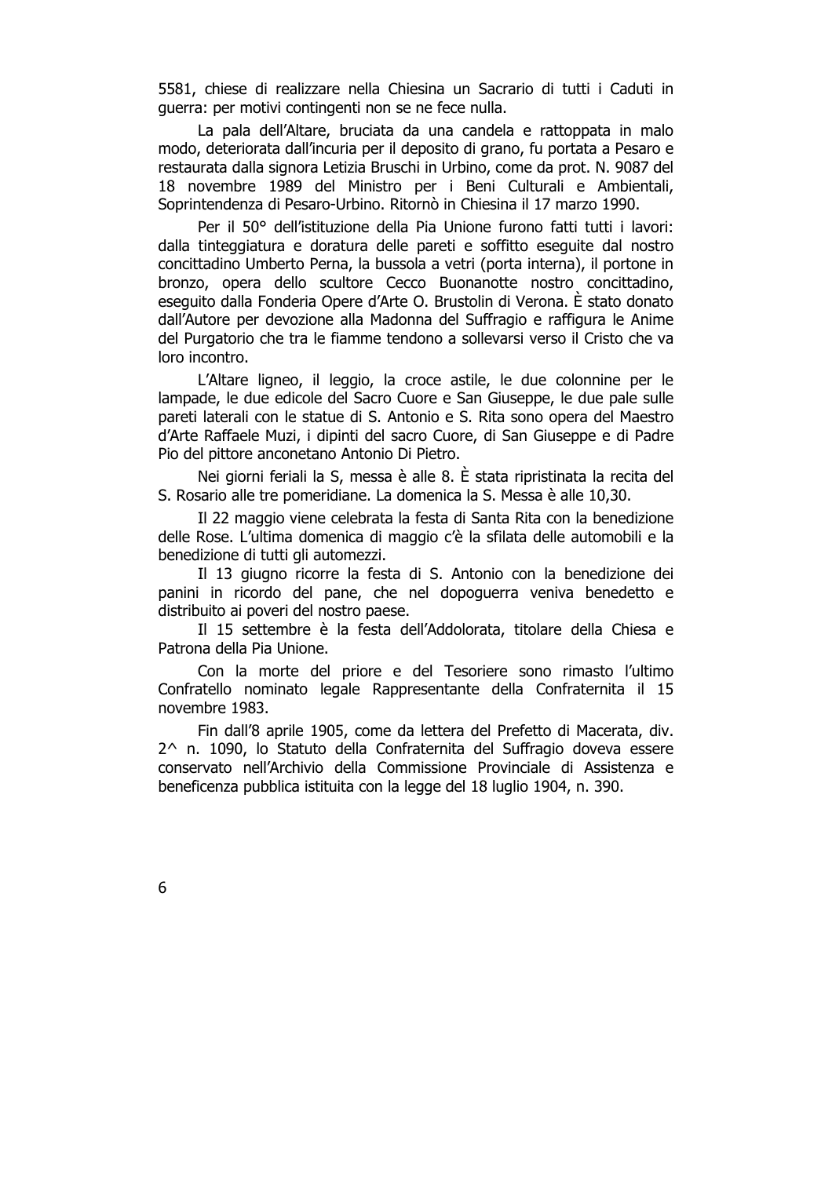5581, chiese di realizzare nella Chiesina un Sacrario di tutti i Caduti in guerra: per motivi contingenti non se ne fece nulla.

La pala dell'Altare, bruciata da una candela e rattoppata in malo modo, deteriorata dall'incuria per il deposito di grano, fu portata a Pesaro e restaurata dalla signora Letizia Bruschi in Urbino, come da prot. N. 9087 del 18 novembre 1989 del Ministro per i Beni Culturali e Ambientali, Soprintendenza di Pesaro-Urbino. Ritornò in Chiesina il 17 marzo 1990.

Per il 50° dell'istituzione della Pia Unione furono fatti tutti i lavori: dalla tinteggiatura e doratura delle pareti e soffitto eseguite dal nostro concittadino Umberto Perna, la bussola a vetri (porta interna), il portone in bronzo, opera dello scultore Cecco Buonanotte nostro concittadino, eseguito dalla Fonderia Opere d'Arte O. Brustolin di Verona. È stato donato dall'Autore per devozione alla Madonna del Suffragio e raffigura le Anime del Purgatorio che tra le fiamme tendono a sollevarsi verso il Cristo che va loro incontro.

L'Altare ligneo, il leggio, la croce astile, le due colonnine per le lampade, le due edicole del Sacro Cuore e San Giuseppe, le due pale sulle pareti laterali con le statue di S. Antonio e S. Rita sono opera del Maestro d'Arte Raffaele Muzi, i dipinti del sacro Cuore, di San Giuseppe e di Padre Pio del pittore anconetano Antonio Di Pietro.

Nei giorni feriali la S, messa è alle 8. È stata ripristinata la recita del S. Rosario alle tre pomeridiane. La domenica la S. Messa è alle 10,30.

Il 22 maggio viene celebrata la festa di Santa Rita con la benedizione delle Rose. L'ultima domenica di maggio c'è la sfilata delle automobili e la benedizione di tutti gli automezzi.

Il 13 giugno ricorre la festa di S. Antonio con la benedizione dei panini in ricordo del pane, che nel dopoguerra veniva benedetto e distribuito ai poveri del nostro paese.

Il 15 settembre è la festa dell'Addolorata, titolare della Chiesa e Patrona della Pia Unione.

Con la morte del priore e del Tesoriere sono rimasto l'ultimo Confratello nominato legale Rappresentante della Confraternita il 15 novembre 1983.

Fin dall'8 aprile 1905, come da lettera del Prefetto di Macerata, div. 2^ n. 1090, lo Statuto della Confraternita del Suffragio doveva essere conservato nell'Archivio della Commissione Provinciale di Assistenza e beneficenza pubblica istituita con la legge del 18 luglio 1904, n. 390.